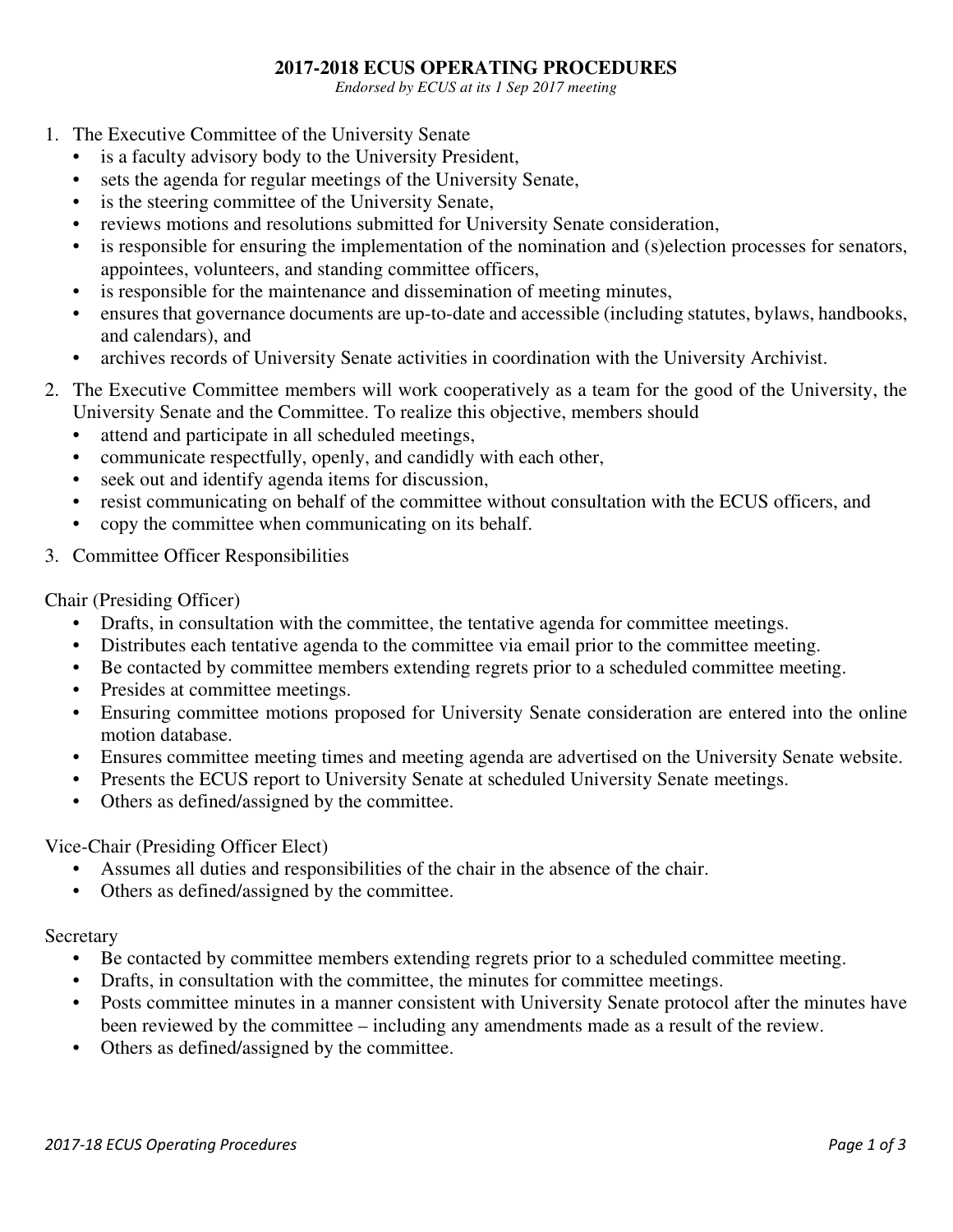# 2017-2018 ECUS OPERATING PROCEDURES

*Endorsed by ECUS at its 1 Sep 2017 meeting*

1. The Executive Committee of the University Senate
   - is a faculty advisory body to the University President,
   - sets the agenda for regular meetings of the University Senate,
   - is the steering committee of the University Senate,
   - reviews motions and resolutions submitted for University Senate consideration,
   - is responsible for ensuring the implementation of the nomination and (s)election processes for senators, appointees, volunteers, and standing committee officers,
   - is responsible for the maintenance and dissemination of meeting minutes,
   - ensures that governance documents are up-to-date and accessible (including statutes, bylaws, handbooks, and calendars), and
   - archives records of University Senate activities in coordination with the University Archivist.
2. The Executive Committee members will work cooperatively as a team for the good of the University, the University Senate and the Committee. To realize this objective, members should
   - attend and participate in all scheduled meetings,
   - communicate respectfully, openly, and candidly with each other,
   - seek out and identify agenda items for discussion,
   - resist communicating on behalf of the committee without consultation with the ECUS officers, and
   - copy the committee when communicating on its behalf.
3. Committee Officer Responsibilities

Chair (Presiding Officer)

- Drafts, in consultation with the committee, the tentative agenda for committee meetings.
- Distributes each tentative agenda to the committee via email prior to the committee meeting.
- Be contacted by committee members extending regrets prior to a scheduled committee meeting.
- Presides at committee meetings.
- Ensuring committee motions proposed for University Senate consideration are entered into the online motion database.
- Ensures committee meeting times and meeting agenda are advertised on the University Senate website.
- Presents the ECUS report to University Senate at scheduled University Senate meetings.
- Others as defined/assigned by the committee.

Vice-Chair (Presiding Officer Elect)

- Assumes all duties and responsibilities of the chair in the absence of the chair.
- Others as defined/assigned by the committee.

Secretary

- Be contacted by committee members extending regrets prior to a scheduled committee meeting.
- Drafts, in consultation with the committee, the minutes for committee meetings.
- Posts committee minutes in a manner consistent with University Senate protocol after the minutes have been reviewed by the committee – including any amendments made as a result of the review.
- Others as defined/assigned by the committee.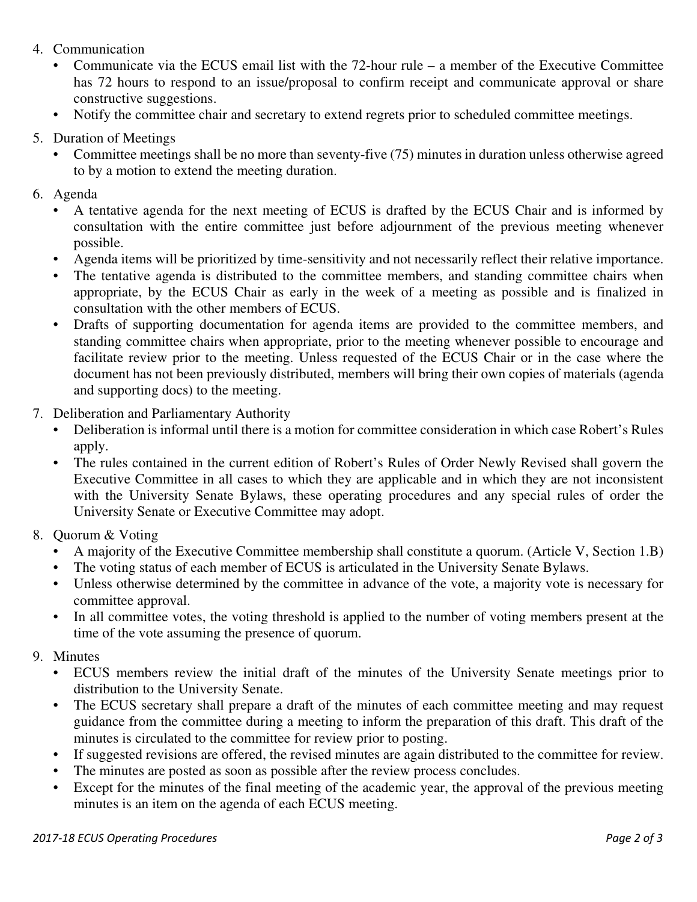4. Communication
   - Communicate via the ECUS email list with the 72-hour rule – a member of the Executive Committee has 72 hours to respond to an issue/proposal to confirm receipt and communicate approval or share constructive suggestions.
   - Notify the committee chair and secretary to extend regrets prior to scheduled committee meetings.
5. Duration of Meetings
   - Committee meetings shall be no more than seventy-five (75) minutes in duration unless otherwise agreed to by a motion to extend the meeting duration.
6. Agenda
   - A tentative agenda for the next meeting of ECUS is drafted by the ECUS Chair and is informed by consultation with the entire committee just before adjournment of the previous meeting whenever possible.
   - Agenda items will be prioritized by time-sensitivity and not necessarily reflect their relative importance.
   - The tentative agenda is distributed to the committee members, and standing committee chairs when appropriate, by the ECUS Chair as early in the week of a meeting as possible and is finalized in consultation with the other members of ECUS.
   - Drafts of supporting documentation for agenda items are provided to the committee members, and standing committee chairs when appropriate, prior to the meeting whenever possible to encourage and facilitate review prior to the meeting. Unless requested of the ECUS Chair or in the case where the document has not been previously distributed, members will bring their own copies of materials (agenda and supporting docs) to the meeting.
7. Deliberation and Parliamentary Authority
   - Deliberation is informal until there is a motion for committee consideration in which case Robert's Rules apply.
   - The rules contained in the current edition of Robert's Rules of Order Newly Revised shall govern the Executive Committee in all cases to which they are applicable and in which they are not inconsistent with the University Senate Bylaws, these operating procedures and any special rules of order the University Senate or Executive Committee may adopt.
8. Quorum & Voting
   - A majority of the Executive Committee membership shall constitute a quorum. (Article V, Section 1.B)
   - The voting status of each member of ECUS is articulated in the University Senate Bylaws.
   - Unless otherwise determined by the committee in advance of the vote, a majority vote is necessary for committee approval.
   - In all committee votes, the voting threshold is applied to the number of voting members present at the time of the vote assuming the presence of quorum.
9. Minutes
   - ECUS members review the initial draft of the minutes of the University Senate meetings prior to distribution to the University Senate.
   - The ECUS secretary shall prepare a draft of the minutes of each committee meeting and may request guidance from the committee during a meeting to inform the preparation of this draft. This draft of the minutes is circulated to the committee for review prior to posting.
   - If suggested revisions are offered, the revised minutes are again distributed to the committee for review.
   - The minutes are posted as soon as possible after the review process concludes.
   - Except for the minutes of the final meeting of the academic year, the approval of the previous meeting minutes is an item on the agenda of each ECUS meeting.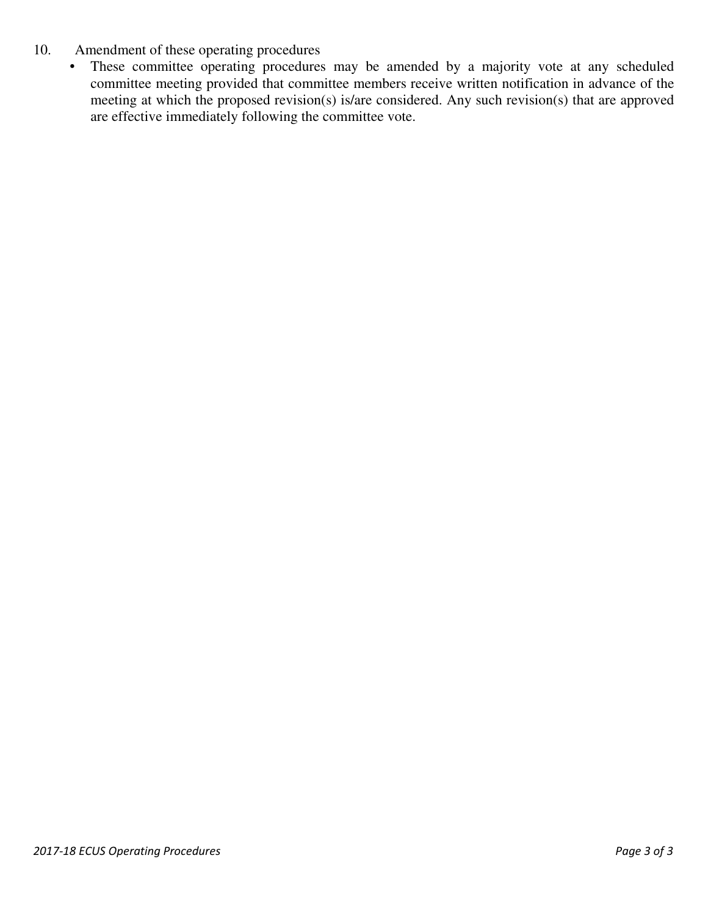10. Amendment of these operating procedures
    - These committee operating procedures may be amended by a majority vote at any scheduled committee meeting provided that committee members receive written notification in advance of the meeting at which the proposed revision(s) is/are considered. Any such revision(s) that are approved are effective immediately following the committee vote.